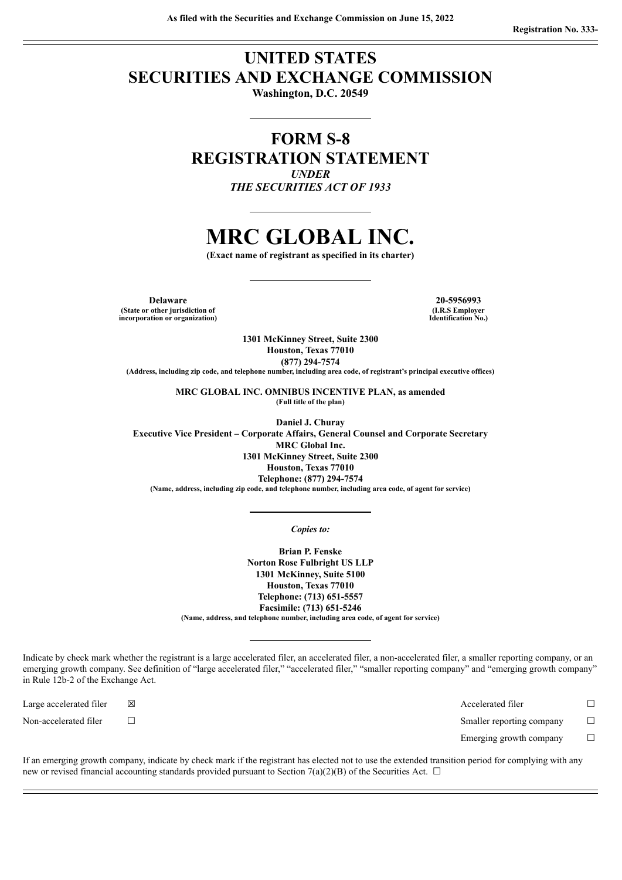As filed with the Securities and Exchange Commission on June 15, 2022

Registration No. 333-

# UNITED STATES
# SECURITIES AND EXCHANGE COMMISSION

**Washington, D.C. 20549**

## FORM S-8
## REGISTRATION STATEMENT

*UNDER*
*THE SECURITIES ACT OF 1933*

# MRC GLOBAL INC.

**(Exact name of registrant as specified in its charter)**

| **Delaware** | **20-5956993** |
|---|---|
| **(State or other jurisdiction of incorporation or organization)** | **(I.R.S Employer Identification No.)** |

**1301 McKinney Street, Suite 2300**
**Houston, Texas 77010**
**(877) 294-7574**
**(Address, including zip code, and telephone number, including area code, of registrant's principal executive offices)**

**MRC GLOBAL INC. OMNIBUS INCENTIVE PLAN, as amended**
**(Full title of the plan)**

**Daniel J. Churay**
**Executive Vice President – Corporate Affairs, General Counsel and Corporate Secretary**
**MRC Global Inc.**
**1301 McKinney Street, Suite 2300**
**Houston, Texas 77010**
**Telephone: (877) 294-7574**
**(Name, address, including zip code, and telephone number, including area code, of agent for service)**

***Copies to:***

**Brian P. Fenske**
**Norton Rose Fulbright US LLP**
**1301 McKinney, Suite 5100**
**Houston, Texas 77010**
**Telephone: (713) 651-5557**
**Facsimile: (713) 651-5246**
**(Name, address, and telephone number, including area code, of agent for service)**

Indicate by check mark whether the registrant is a large accelerated filer, an accelerated filer, a non-accelerated filer, a smaller reporting company, or an emerging growth company. See definition of "large accelerated filer," "accelerated filer," "smaller reporting company" and "emerging growth company" in Rule 12b-2 of the Exchange Act.

| | | | |
|---|---|---|---|
| Large accelerated filer | ☒ | Accelerated filer | ☐ |
| Non-accelerated filer | ☐ | Smaller reporting company | ☐ |
| | | Emerging growth company | ☐ |

If an emerging growth company, indicate by check mark if the registrant has elected not to use the extended transition period for complying with any new or revised financial accounting standards provided pursuant to Section 7(a)(2)(B) of the Securities Act. ☐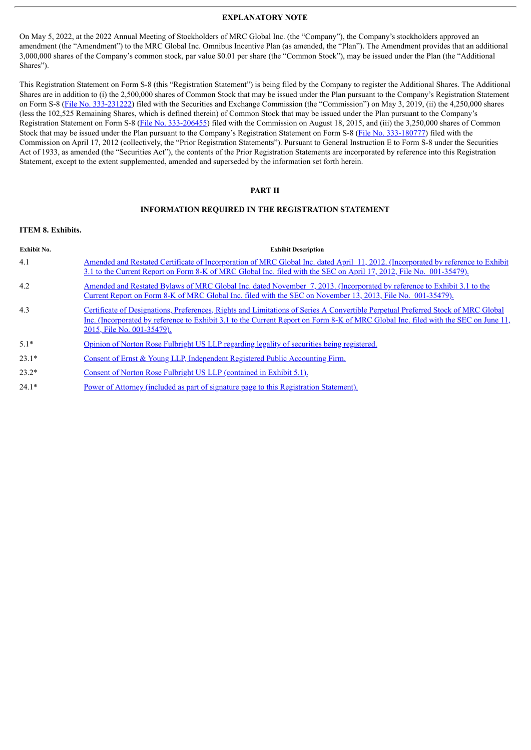## EXPLANATORY NOTE

On May 5, 2022, at the 2022 Annual Meeting of Stockholders of MRC Global Inc. (the "Company"), the Company's stockholders approved an amendment (the "Amendment") to the MRC Global Inc. Omnibus Incentive Plan (as amended, the "Plan"). The Amendment provides that an additional 3,000,000 shares of the Company's common stock, par value $0.01 per share (the "Common Stock"), may be issued under the Plan (the "Additional Shares").

This Registration Statement on Form S-8 (this "Registration Statement") is being filed by the Company to register the Additional Shares. The Additional Shares are in addition to (i) the 2,500,000 shares of Common Stock that may be issued under the Plan pursuant to the Company's Registration Statement on Form S-8 (File No. 333-231222) filed with the Securities and Exchange Commission (the "Commission") on May 3, 2019, (ii) the 4,250,000 shares (less the 102,525 Remaining Shares, which is defined therein) of Common Stock that may be issued under the Plan pursuant to the Company's Registration Statement on Form S-8 (File No. 333-206455) filed with the Commission on August 18, 2015, and (iii) the 3,250,000 shares of Common Stock that may be issued under the Plan pursuant to the Company's Registration Statement on Form S-8 (File No. 333-180777) filed with the Commission on April 17, 2012 (collectively, the "Prior Registration Statements"). Pursuant to General Instruction E to Form S-8 under the Securities Act of 1933, as amended (the "Securities Act"), the contents of the Prior Registration Statements are incorporated by reference into this Registration Statement, except to the extent supplemented, amended and superseded by the information set forth herein.

## PART II

## INFORMATION REQUIRED IN THE REGISTRATION STATEMENT

### ITEM 8. Exhibits.

| Exhibit No. | Exhibit Description |
|---|---|
| 4.1 | Amended and Restated Certificate of Incorporation of MRC Global Inc. dated April 11, 2012. (Incorporated by reference to Exhibit 3.1 to the Current Report on Form 8-K of MRC Global Inc. filed with the SEC on April 17, 2012, File No. 001-35479). |
| 4.2 | Amended and Restated Bylaws of MRC Global Inc. dated November 7, 2013. (Incorporated by reference to Exhibit 3.1 to the Current Report on Form 8-K of MRC Global Inc. filed with the SEC on November 13, 2013, File No. 001-35479). |
| 4.3 | Certificate of Designations, Preferences, Rights and Limitations of Series A Convertible Perpetual Preferred Stock of MRC Global Inc. (Incorporated by reference to Exhibit 3.1 to the Current Report on Form 8-K of MRC Global Inc. filed with the SEC on June 11, 2015, File No. 001-35479). |
| 5.1* | Opinion of Norton Rose Fulbright US LLP regarding legality of securities being registered. |
| 23.1* | Consent of Ernst & Young LLP, Independent Registered Public Accounting Firm. |
| 23.2* | Consent of Norton Rose Fulbright US LLP (contained in Exhibit 5.1). |
| 24.1* | Power of Attorney (included as part of signature page to this Registration Statement). |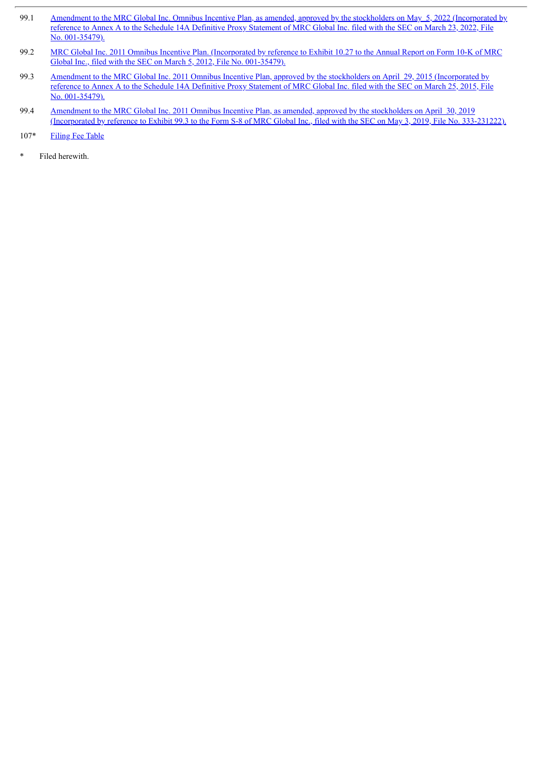| | |
|---|---|
| 99.1 | Amendment to the MRC Global Inc. Omnibus Incentive Plan, as amended, approved by the stockholders on May 5, 2022 (Incorporated by reference to Annex A to the Schedule 14A Definitive Proxy Statement of MRC Global Inc. filed with the SEC on March 23, 2022, File No. 001-35479). |
| 99.2 | MRC Global Inc. 2011 Omnibus Incentive Plan. (Incorporated by reference to Exhibit 10.27 to the Annual Report on Form 10-K of MRC Global Inc., filed with the SEC on March 5, 2012, File No. 001-35479). |
| 99.3 | Amendment to the MRC Global Inc. 2011 Omnibus Incentive Plan, approved by the stockholders on April 29, 2015 (Incorporated by reference to Annex A to the Schedule 14A Definitive Proxy Statement of MRC Global Inc. filed with the SEC on March 25, 2015, File No. 001-35479). |
| 99.4 | Amendment to the MRC Global Inc. 2011 Omnibus Incentive Plan, as amended, approved by the stockholders on April 30, 2019 (Incorporated by reference to Exhibit 99.3 to the Form S-8 of MRC Global Inc., filed with the SEC on May 3, 2019, File No. 333-231222). |
| 107* | Filing Fee Table |

\* Filed herewith.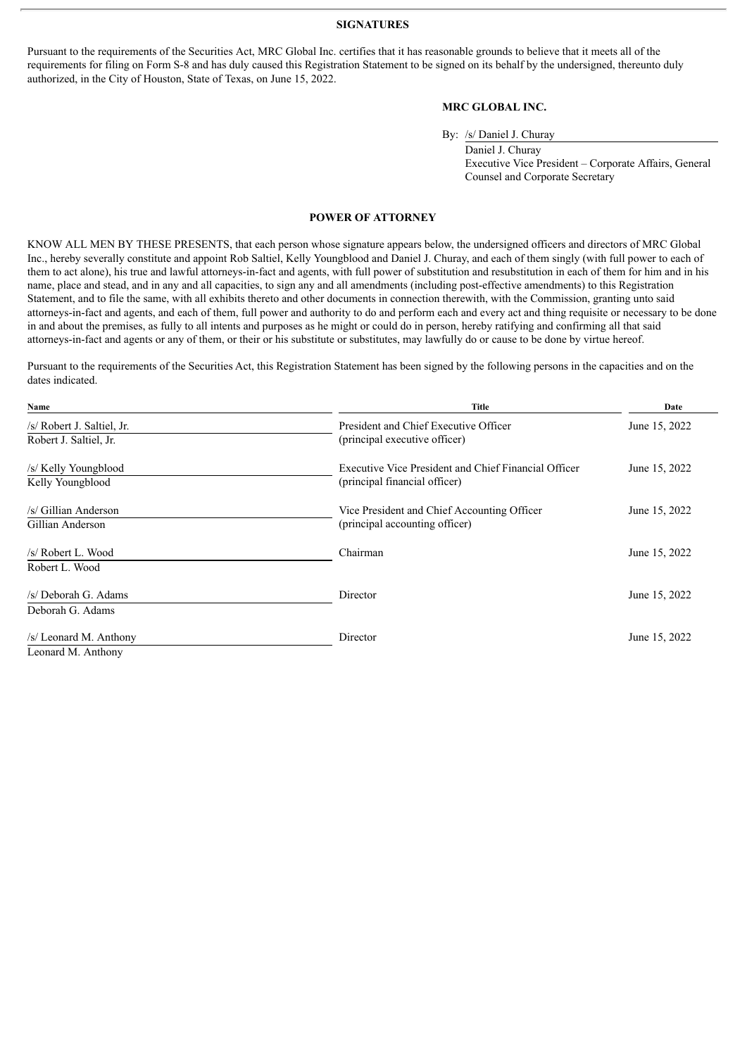## SIGNATURES

Pursuant to the requirements of the Securities Act, MRC Global Inc. certifies that it has reasonable grounds to believe that it meets all of the requirements for filing on Form S-8 and has duly caused this Registration Statement to be signed on its behalf by the undersigned, thereunto duly authorized, in the City of Houston, State of Texas, on June 15, 2022.

**MRC GLOBAL INC.**

By: /s/ Daniel J. Churay
Daniel J. Churay
Executive Vice President – Corporate Affairs, General Counsel and Corporate Secretary

## POWER OF ATTORNEY

KNOW ALL MEN BY THESE PRESENTS, that each person whose signature appears below, the undersigned officers and directors of MRC Global Inc., hereby severally constitute and appoint Rob Saltiel, Kelly Youngblood and Daniel J. Churay, and each of them singly (with full power to each of them to act alone), his true and lawful attorneys-in-fact and agents, with full power of substitution and resubstitution in each of them for him and in his name, place and stead, and in any and all capacities, to sign any and all amendments (including post-effective amendments) to this Registration Statement, and to file the same, with all exhibits thereto and other documents in connection therewith, with the Commission, granting unto said attorneys-in-fact and agents, and each of them, full power and authority to do and perform each and every act and thing requisite or necessary to be done in and about the premises, as fully to all intents and purposes as he might or could do in person, hereby ratifying and confirming all that said attorneys-in-fact and agents or any of them, or their or his substitute or substitutes, may lawfully do or cause to be done by virtue hereof.

Pursuant to the requirements of the Securities Act, this Registration Statement has been signed by the following persons in the capacities and on the dates indicated.

| Name | Title | Date |
|---|---|---|
| /s/ Robert J. Saltiel, Jr.<br>Robert J. Saltiel, Jr. | President and Chief Executive Officer<br>(principal executive officer) | June 15, 2022 |
| /s/ Kelly Youngblood<br>Kelly Youngblood | Executive Vice President and Chief Financial Officer<br>(principal financial officer) | June 15, 2022 |
| /s/ Gillian Anderson<br>Gillian Anderson | Vice President and Chief Accounting Officer<br>(principal accounting officer) | June 15, 2022 |
| /s/ Robert L. Wood<br>Robert L. Wood | Chairman | June 15, 2022 |
| /s/ Deborah G. Adams<br>Deborah G. Adams | Director | June 15, 2022 |
| /s/ Leonard M. Anthony<br>Leonard M. Anthony | Director | June 15, 2022 |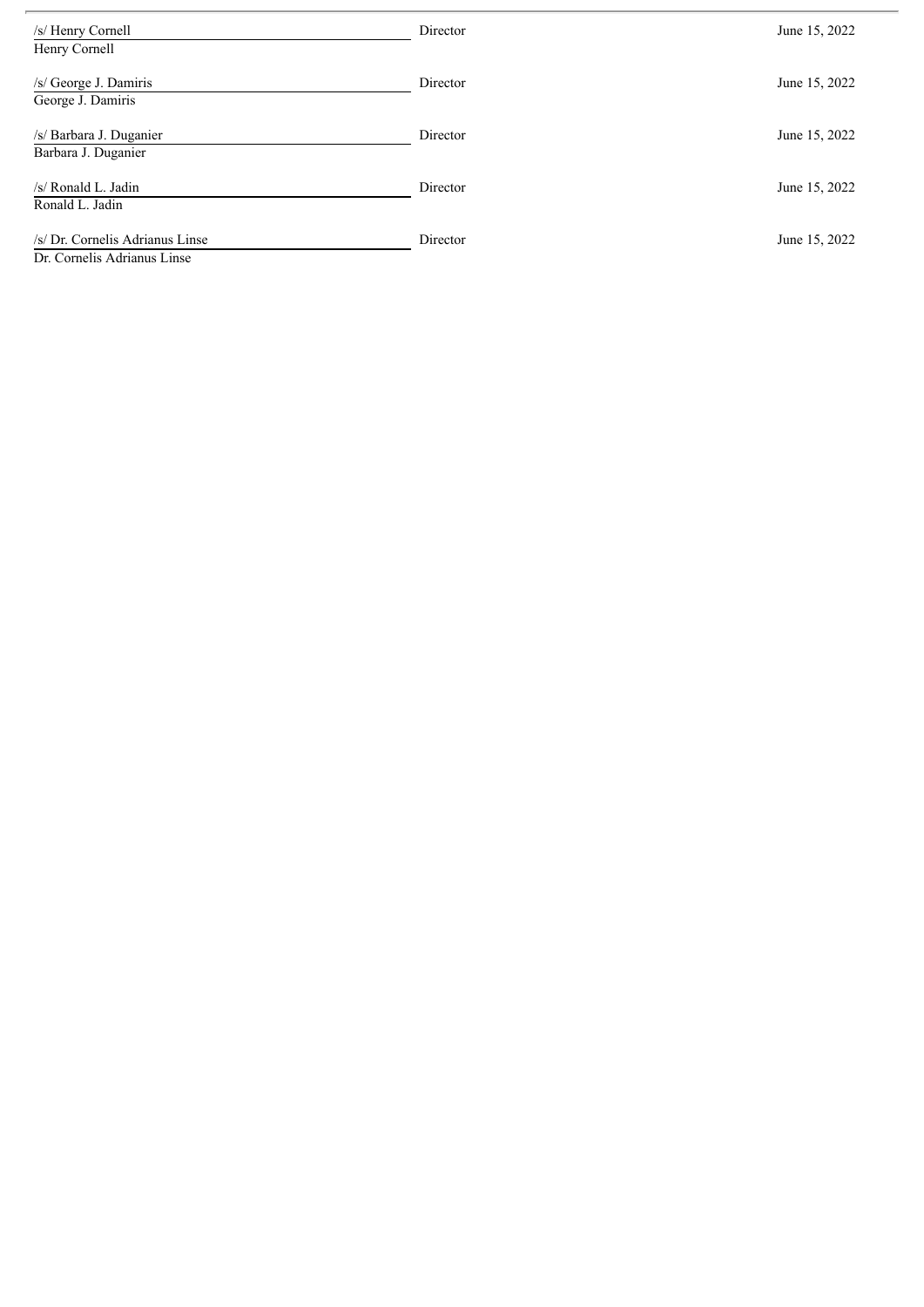| | | |
|---|---|---|
| /s/ Henry Cornell<br>Henry Cornell | Director | June 15, 2022 |
| /s/ George J. Damiris<br>George J. Damiris | Director | June 15, 2022 |
| /s/ Barbara J. Duganier<br>Barbara J. Duganier | Director | June 15, 2022 |
| /s/ Ronald L. Jadin<br>Ronald L. Jadin | Director | June 15, 2022 |
| /s/ Dr. Cornelis Adrianus Linse<br>Dr. Cornelis Adrianus Linse | Director | June 15, 2022 |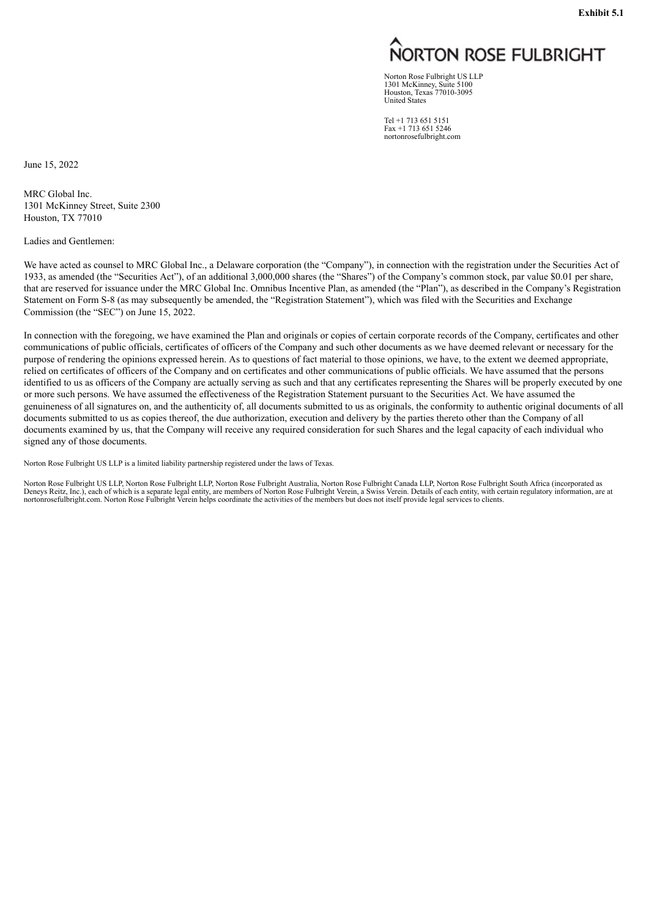**Exhibit 5.1**

NORTON ROSE FULBRIGHT

Norton Rose Fulbright US LLP
1301 McKinney, Suite 5100
Houston, Texas 77010-3095
United States

Tel +1 713 651 5151
Fax +1 713 651 5246
nortonrosefulbright.com

June 15, 2022

MRC Global Inc.
1301 McKinney Street, Suite 2300
Houston, TX 77010

Ladies and Gentlemen:

We have acted as counsel to MRC Global Inc., a Delaware corporation (the "Company"), in connection with the registration under the Securities Act of 1933, as amended (the "Securities Act"), of an additional 3,000,000 shares (the "Shares") of the Company's common stock, par value $0.01 per share, that are reserved for issuance under the MRC Global Inc. Omnibus Incentive Plan, as amended (the "Plan"), as described in the Company's Registration Statement on Form S-8 (as may subsequently be amended, the "Registration Statement"), which was filed with the Securities and Exchange Commission (the "SEC") on June 15, 2022.

In connection with the foregoing, we have examined the Plan and originals or copies of certain corporate records of the Company, certificates and other communications of public officials, certificates of officers of the Company and such other documents as we have deemed relevant or necessary for the purpose of rendering the opinions expressed herein. As to questions of fact material to those opinions, we have, to the extent we deemed appropriate, relied on certificates of officers of the Company and on certificates and other communications of public officials. We have assumed that the persons identified to us as officers of the Company are actually serving as such and that any certificates representing the Shares will be properly executed by one or more such persons. We have assumed the effectiveness of the Registration Statement pursuant to the Securities Act. We have assumed the genuineness of all signatures on, and the authenticity of, all documents submitted to us as originals, the conformity to authentic original documents of all documents submitted to us as copies thereof, the due authorization, execution and delivery by the parties thereto other than the Company of all documents examined by us, that the Company will receive any required consideration for such Shares and the legal capacity of each individual who signed any of those documents.

Norton Rose Fulbright US LLP is a limited liability partnership registered under the laws of Texas.

Norton Rose Fulbright US LLP, Norton Rose Fulbright LLP, Norton Rose Fulbright Australia, Norton Rose Fulbright Canada LLP, Norton Rose Fulbright South Africa (incorporated as Deneys Reitz, Inc.), each of which is a separate legal entity, are members of Norton Rose Fulbright Verein, a Swiss Verein. Details of each entity, with certain regulatory information, are at nortonrosefulbright.com. Norton Rose Fulbright Verein helps coordinate the activities of the members but does not itself provide legal services to clients.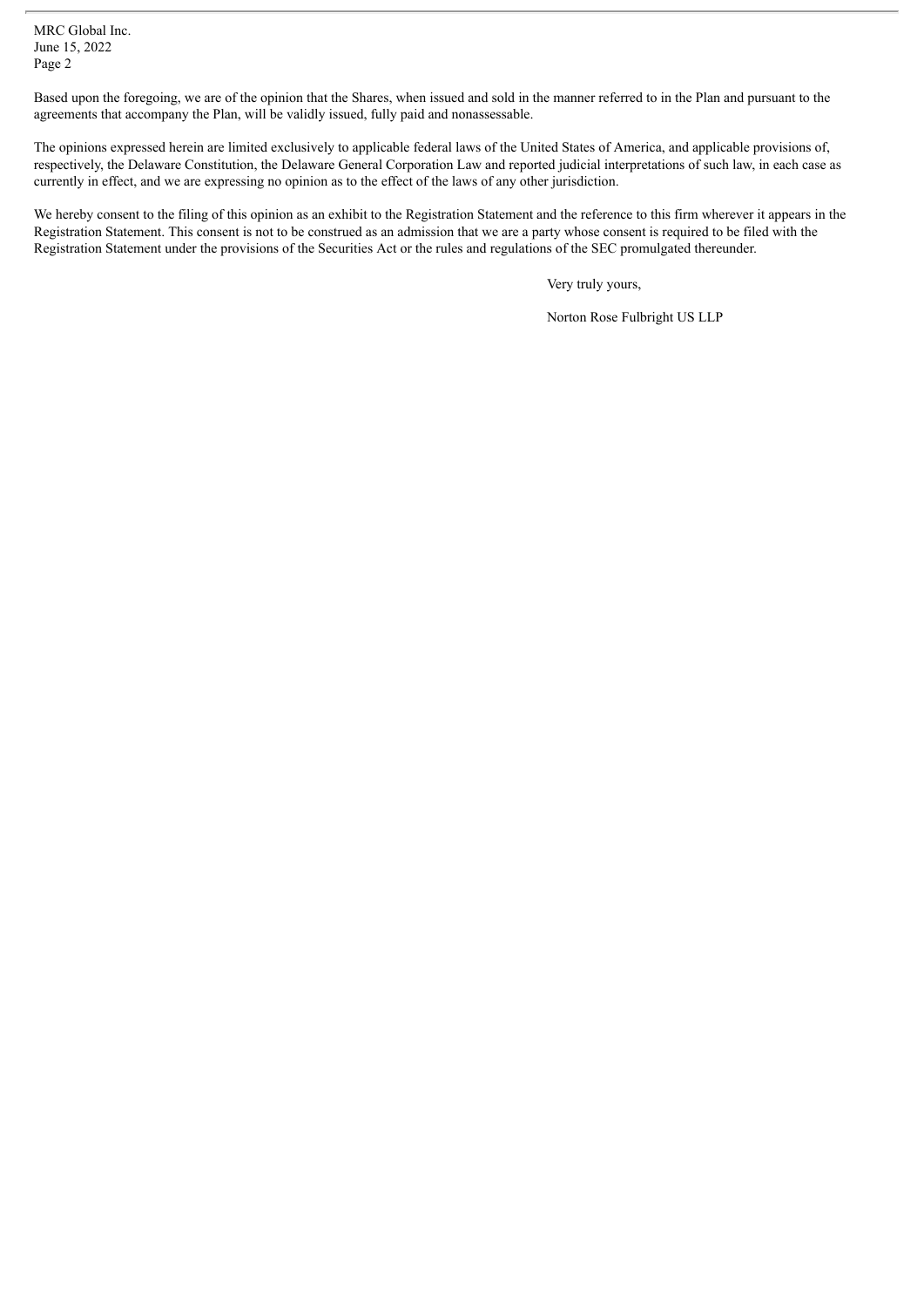Based upon the foregoing, we are of the opinion that the Shares, when issued and sold in the manner referred to in the Plan and pursuant to the agreements that accompany the Plan, will be validly issued, fully paid and nonassessable.

The opinions expressed herein are limited exclusively to applicable federal laws of the United States of America, and applicable provisions of, respectively, the Delaware Constitution, the Delaware General Corporation Law and reported judicial interpretations of such law, in each case as currently in effect, and we are expressing no opinion as to the effect of the laws of any other jurisdiction.

We hereby consent to the filing of this opinion as an exhibit to the Registration Statement and the reference to this firm wherever it appears in the Registration Statement. This consent is not to be construed as an admission that we are a party whose consent is required to be filed with the Registration Statement under the provisions of the Securities Act or the rules and regulations of the SEC promulgated thereunder.

Very truly yours,

Norton Rose Fulbright US LLP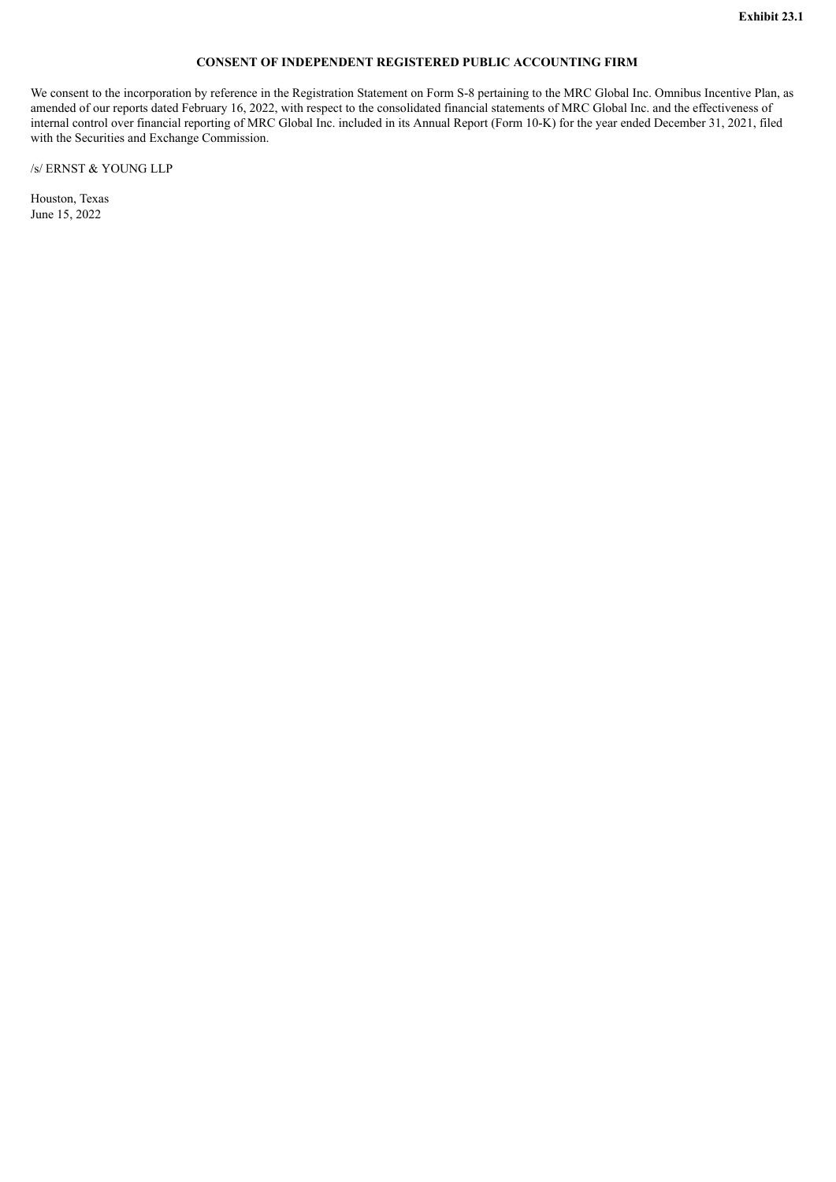**Exhibit 23.1**

**CONSENT OF INDEPENDENT REGISTERED PUBLIC ACCOUNTING FIRM**

We consent to the incorporation by reference in the Registration Statement on Form S-8 pertaining to the MRC Global Inc. Omnibus Incentive Plan, as amended of our reports dated February 16, 2022, with respect to the consolidated financial statements of MRC Global Inc. and the effectiveness of internal control over financial reporting of MRC Global Inc. included in its Annual Report (Form 10-K) for the year ended December 31, 2021, filed with the Securities and Exchange Commission.

/s/ ERNST & YOUNG LLP

Houston, Texas
June 15, 2022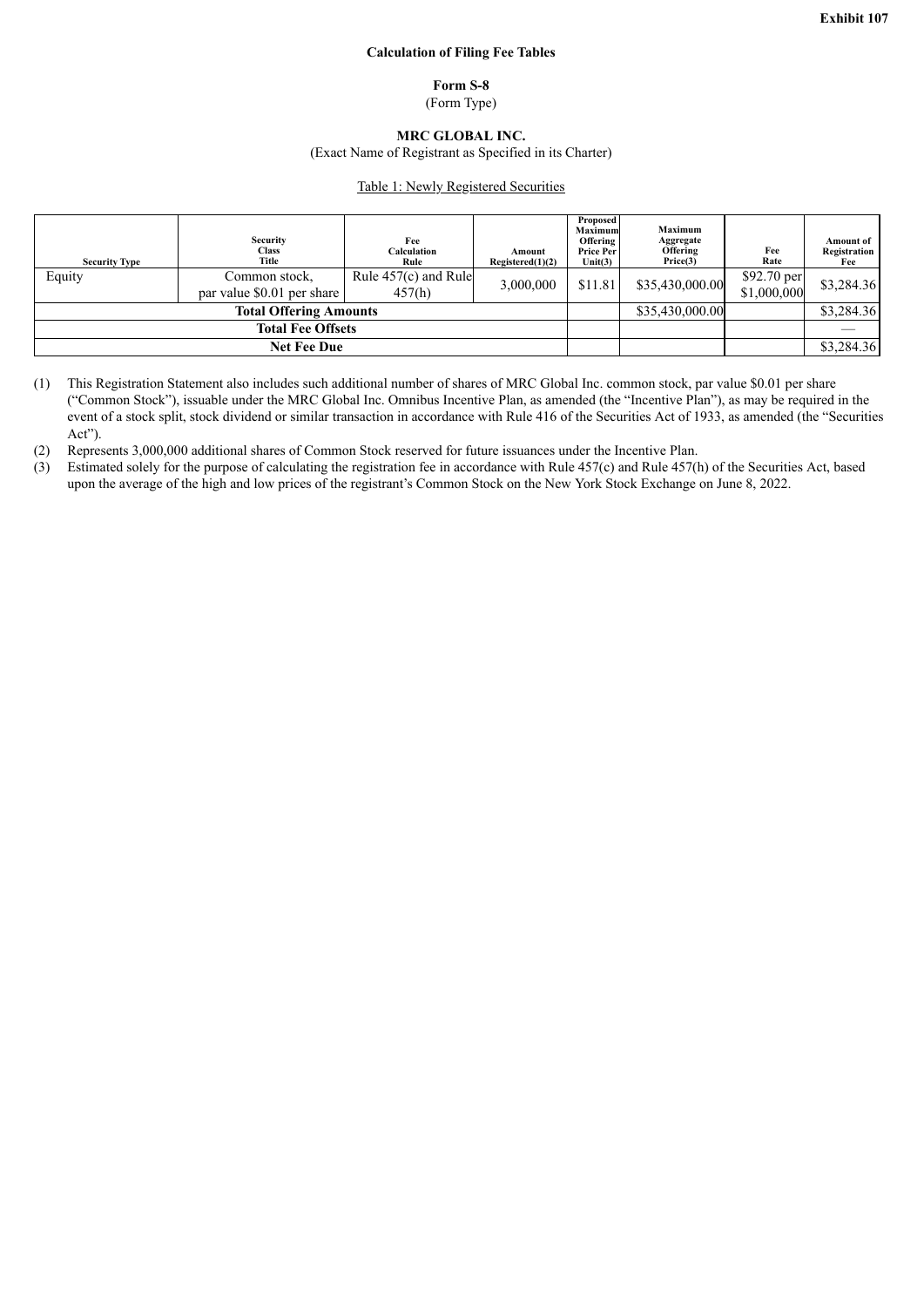**Exhibit 107**

**Calculation of Filing Fee Tables**

**Form S-8**
(Form Type)

**MRC GLOBAL INC.**
(Exact Name of Registrant as Specified in its Charter)

Table 1: Newly Registered Securities

| Security Type | Security Class Title | Fee Calculation Rule | Amount Registered(1)(2) | Proposed Maximum Offering Price Per Unit(3) | Maximum Aggregate Offering Price(3) | Fee Rate | Amount of Registration Fee |
|---|---|---|---|---|---|---|---|
| Equity | Common stock, par value $0.01 per share | Rule 457(c) and Rule 457(h) | 3,000,000 | $11.81 | $35,430,000.00 | $92.70 per $1,000,000 | $3,284.36 |
| **Total Offering Amounts** | | | | | $35,430,000.00 | | $3,284.36 |
| **Total Fee Offsets** | | | | | | | — |
| **Net Fee Due** | | | | | | | $3,284.36 |

(1) This Registration Statement also includes such additional number of shares of MRC Global Inc. common stock, par value $0.01 per share ("Common Stock"), issuable under the MRC Global Inc. Omnibus Incentive Plan, as amended (the "Incentive Plan"), as may be required in the event of a stock split, stock dividend or similar transaction in accordance with Rule 416 of the Securities Act of 1933, as amended (the "Securities Act").

(2) Represents 3,000,000 additional shares of Common Stock reserved for future issuances under the Incentive Plan.

(3) Estimated solely for the purpose of calculating the registration fee in accordance with Rule 457(c) and Rule 457(h) of the Securities Act, based upon the average of the high and low prices of the registrant's Common Stock on the New York Stock Exchange on June 8, 2022.